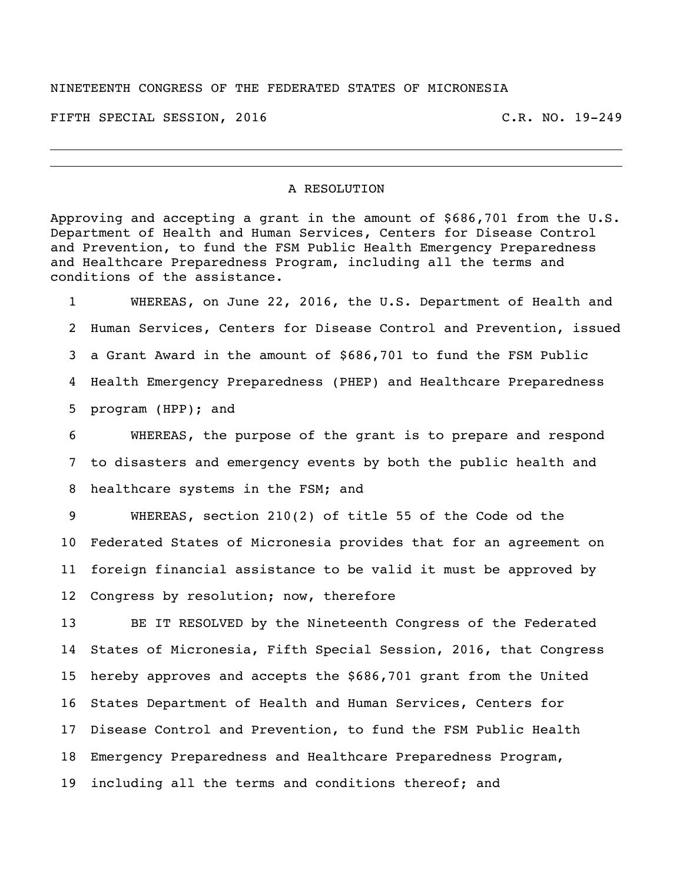NINETEENTH CONGRESS OF THE FEDERATED STATES OF MICRONESIA

FIFTH SPECIAL SESSION, 2016 C.R. NO. 19-249

---

## A RESOLUTION

Approving and accepting a grant in the amount of $686,701 from the U.S. Department of Health and Human Services, Centers for Disease Control and Prevention, to fund the FSM Public Health Emergency Preparedness and Healthcare Preparedness Program, including all the terms and conditions of the assistance.

1 WHEREAS, on June 22, 2016, the U.S. Department of Health and
2 Human Services, Centers for Disease Control and Prevention, issued
3 a Grant Award in the amount of $686,701 to fund the FSM Public
4 Health Emergency Preparedness (PHEP) and Healthcare Preparedness
5 program (HPP); and

6 WHEREAS, the purpose of the grant is to prepare and respond
7 to disasters and emergency events by both the public health and
8 healthcare systems in the FSM; and

9 WHEREAS, section 210(2) of title 55 of the Code od the
10 Federated States of Micronesia provides that for an agreement on
11 foreign financial assistance to be valid it must be approved by
12 Congress by resolution; now, therefore

13 BE IT RESOLVED by the Nineteenth Congress of the Federated
14 States of Micronesia, Fifth Special Session, 2016, that Congress
15 hereby approves and accepts the $686,701 grant from the United
16 States Department of Health and Human Services, Centers for
17 Disease Control and Prevention, to fund the FSM Public Health
18 Emergency Preparedness and Healthcare Preparedness Program,
19 including all the terms and conditions thereof; and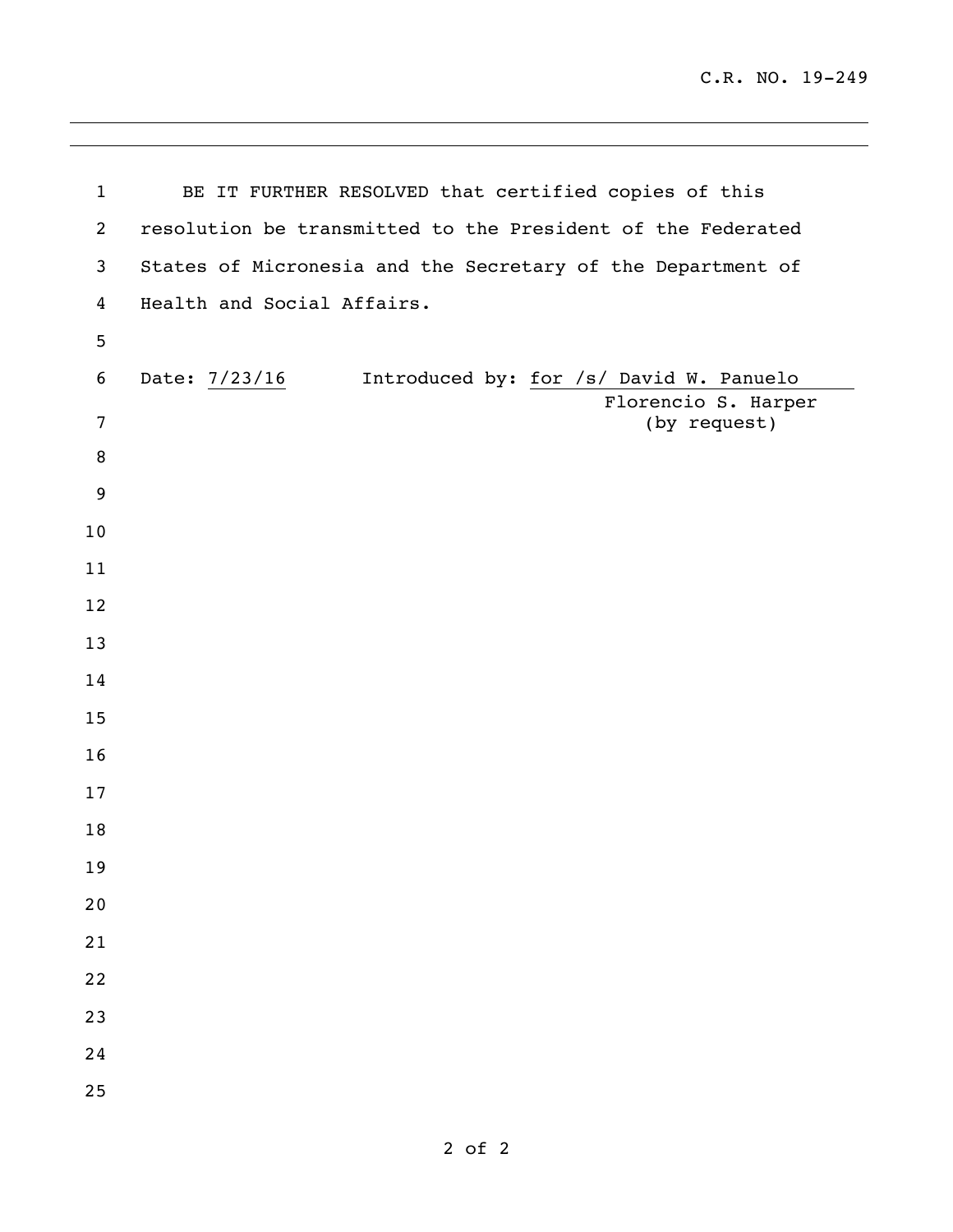BE IT FURTHER RESOLVED that certified copies of this resolution be transmitted to the President of the Federated States of Micronesia and the Secretary of the Department of Health and Social Affairs.

Date: 7/23/16 Introduced by: for /s/ David W. Panuelo

Florencio S. Harper
(by request)